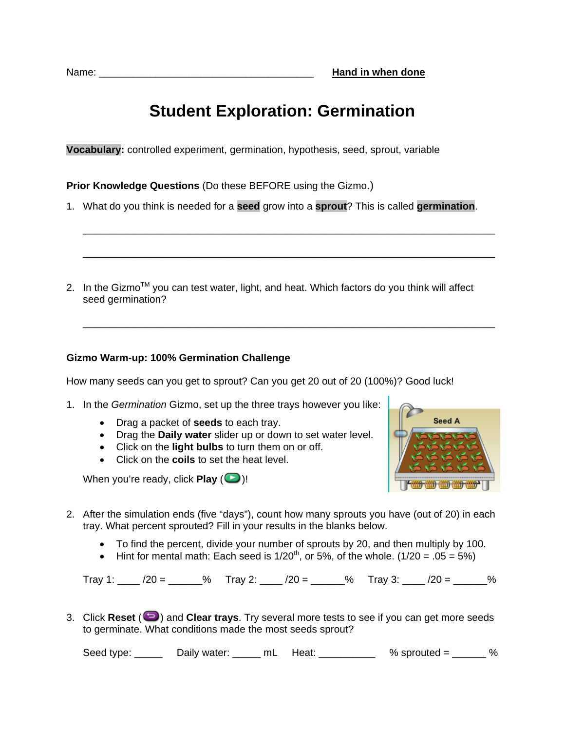Name: _______________________________________ **Hand in when done**

# Student Exploration: Germination

**Vocabulary:** controlled experiment, germination, hypothesis, seed, sprout, variable

**Prior Knowledge Questions** (Do these BEFORE using the Gizmo.)

1. What do you think is needed for a **seed** grow into a **sprout**? This is called **germination**.

   _________________________________________________________________________

   _________________________________________________________________________

2. In the Gizmo[TM] you can test water, light, and heat. Which factors do you think will affect seed germination?

   _________________________________________________________________________

**Gizmo Warm-up: 100% Germination Challenge**

How many seeds can you get to sprout? Can you get 20 out of 20 (100%)? Good luck!

1. In the *Germination* Gizmo, set up the three trays however you like:
   - Drag a packet of **seeds** to each tray.
   - Drag the **Daily water** slider up or down to set water level.
   - Click on the **light bulbs** to turn them on or off.
   - Click on the **coils** to set the heat level.

   When you're ready, click **Play** ( )!

2. After the simulation ends (five "days"), count how many sprouts you have (out of 20) in each tray. What percent sprouted? Fill in your results in the blanks below.
   - To find the percent, divide your number of sprouts by 20, and then multiply by 100.
   - Hint for mental math: Each seed is 1/20[th], or 5%, of the whole. (1/20 = .05 = 5%)

   Tray 1: ____ /20 = ______% Tray 2: ____ /20 = ______% Tray 3: ____ /20 = ______%

3. Click **Reset** ( ) and **Clear trays**. Try several more tests to see if you can get more seeds to germinate. What conditions made the most seeds sprout?

   Seed type: _____ Daily water: _____ mL Heat: __________ % sprouted = ______ %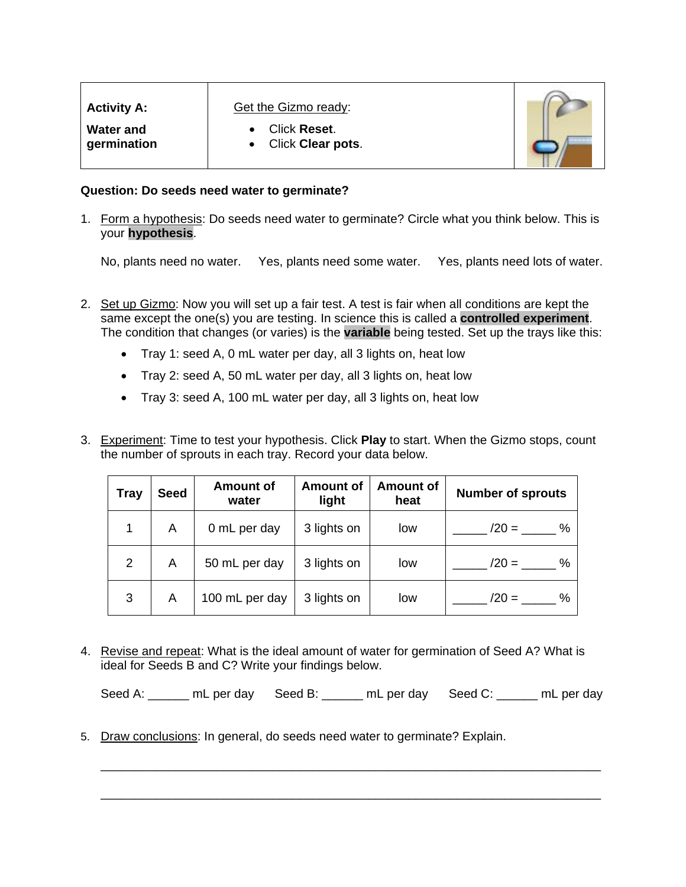| **Activity A:**<br>**Water and germination** | Get the Gizmo ready:<br>• Click **Reset**.<br>• Click **Clear pots**. | |
|---|---|---|

**Question: Do seeds need water to germinate?**

1. Form a hypothesis: Do seeds need water to germinate? Circle what you think below. This is your **hypothesis**.

   No, plants need no water.     Yes, plants need some water.     Yes, plants need lots of water.

2. Set up Gizmo: Now you will set up a fair test. A test is fair when all conditions are kept the same except the one(s) you are testing. In science this is called a **controlled experiment**. The condition that changes (or varies) is the **variable** being tested. Set up the trays like this:

   - Tray 1: seed A, 0 mL water per day, all 3 lights on, heat low
   - Tray 2: seed A, 50 mL water per day, all 3 lights on, heat low
   - Tray 3: seed A, 100 mL water per day, all 3 lights on, heat low

3. Experiment: Time to test your hypothesis. Click **Play** to start. When the Gizmo stops, count the number of sprouts in each tray. Record your data below.

| Tray | Seed | Amount of water | Amount of light | Amount of heat | Number of sprouts |
|---|---|---|---|---|---|
| 1 | A | 0 mL per day | 3 lights on | low | _____ /20 = _____ % |
| 2 | A | 50 mL per day | 3 lights on | low | _____ /20 = _____ % |
| 3 | A | 100 mL per day | 3 lights on | low | _____ /20 = _____ % |

4. Revise and repeat: What is the ideal amount of water for germination of Seed A? What is ideal for Seeds B and C? Write your findings below.

   Seed A: ______ mL per day     Seed B: ______ mL per day     Seed C: ______ mL per day

5. Draw conclusions: In general, do seeds need water to germinate? Explain.

   ___________________________________________________________________________

   ___________________________________________________________________________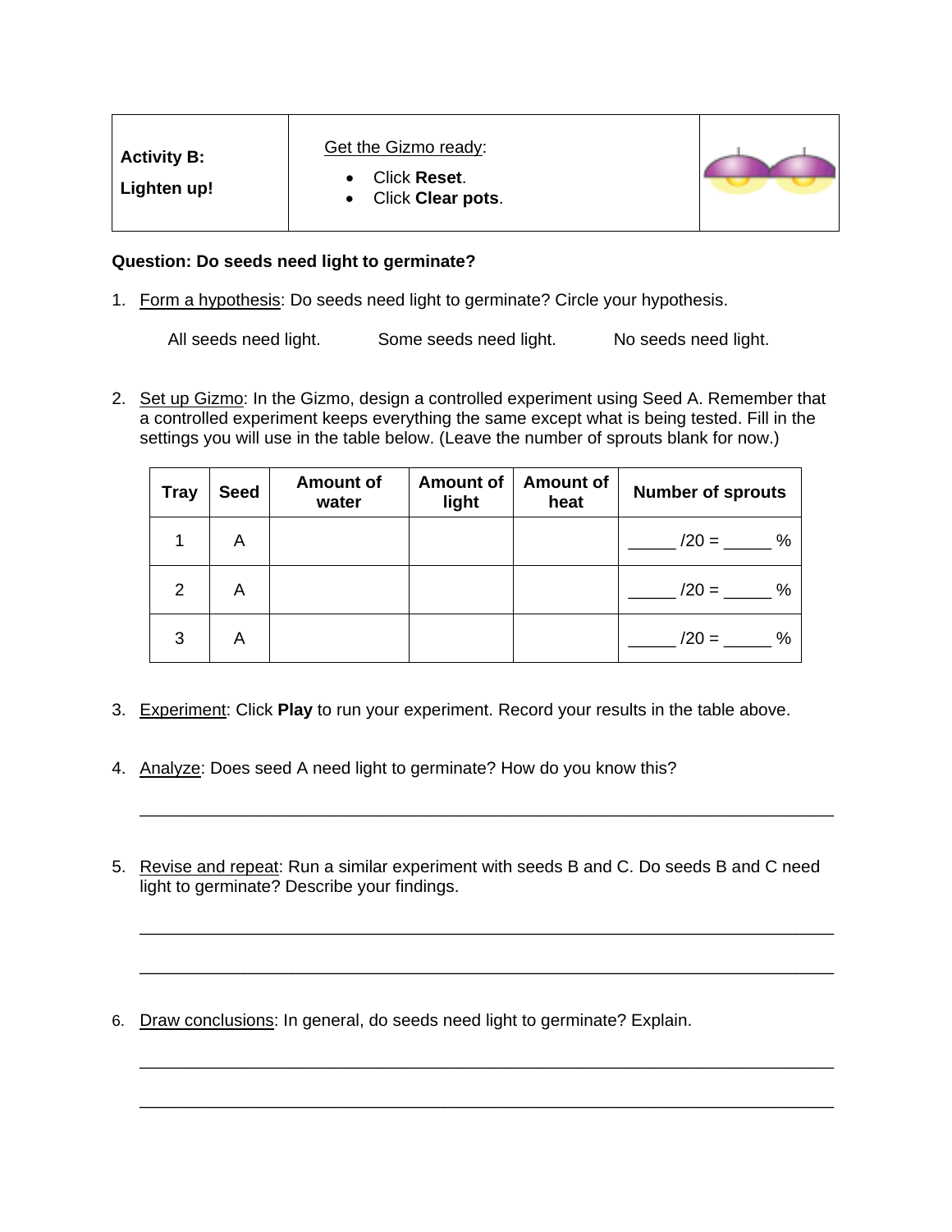| **Activity B:**<br><br>**Lighten up!** | Get the Gizmo ready:<br>• Click **Reset**.<br>• Click **Clear pots**. | |
|---|---|---|

**Question: Do seeds need light to germinate?**

1. Form a hypothesis: Do seeds need light to germinate? Circle your hypothesis.

   All seeds need light.          Some seeds need light.          No seeds need light.

2. Set up Gizmo: In the Gizmo, design a controlled experiment using Seed A. Remember that a controlled experiment keeps everything the same except what is being tested. Fill in the settings you will use in the table below. (Leave the number of sprouts blank for now.)

| Tray | Seed | Amount of water | Amount of light | Amount of heat | Number of sprouts |
|---|---|---|---|---|---|
| 1 | A | | | | _____ /20 = _____ % |
| 2 | A | | | | _____ /20 = _____ % |
| 3 | A | | | | _____ /20 = _____ % |

3. Experiment: Click **Play** to run your experiment. Record your results in the table above.

4. Analyze: Does seed A need light to germinate? How do you know this?

   _______________________________________________________________________

5. Revise and repeat: Run a similar experiment with seeds B and C. Do seeds B and C need light to germinate? Describe your findings.

   _______________________________________________________________________

   _______________________________________________________________________

6. Draw conclusions: In general, do seeds need light to germinate? Explain.

   _______________________________________________________________________

   _______________________________________________________________________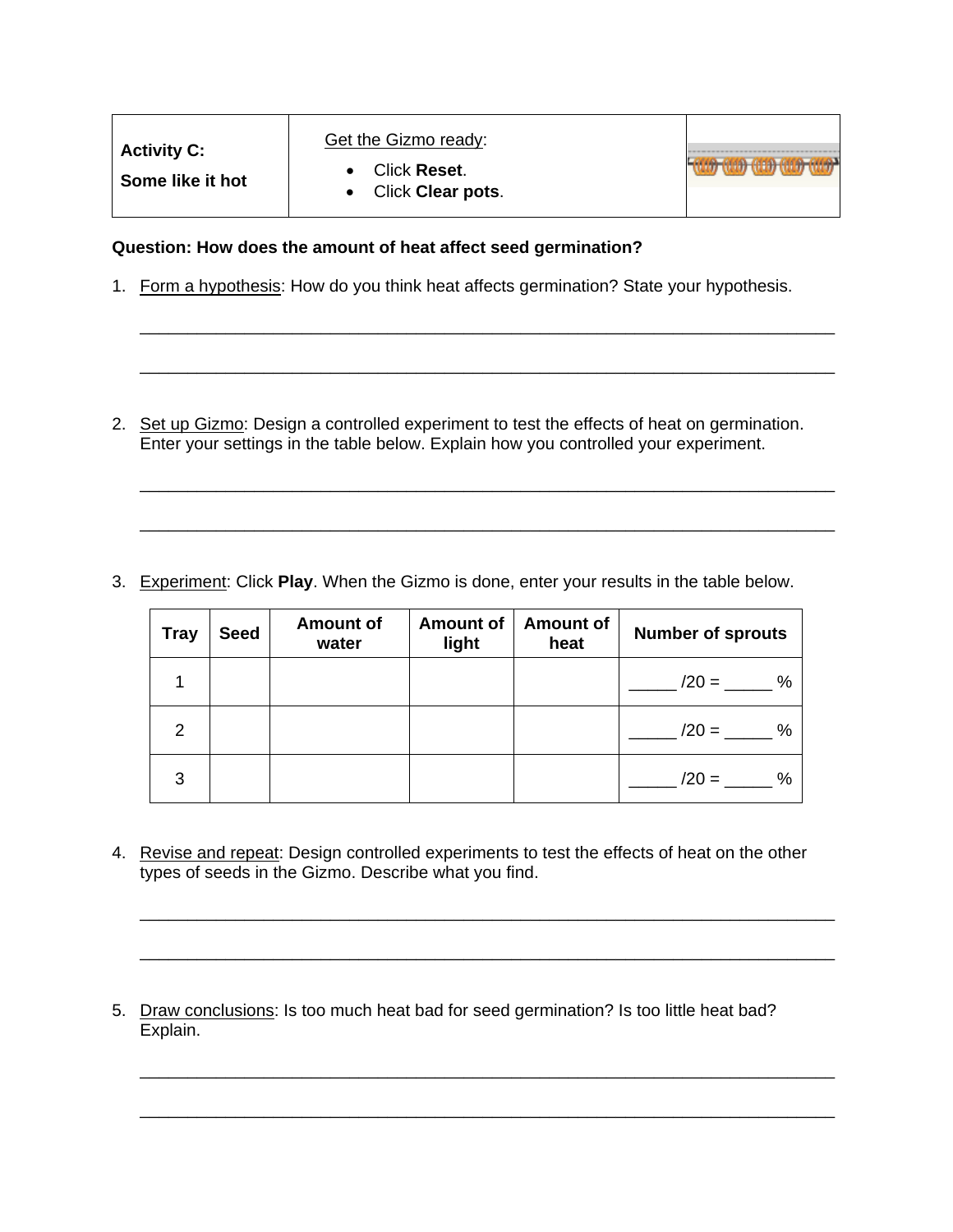| Activity C: Some like it hot | Get the Gizmo ready: • Click **Reset**. • Click **Clear pots**. | |
|---|---|---|

**Question: How does the amount of heat affect seed germination?**

1. Form a hypothesis: How do you think heat affects germination? State your hypothesis.

   ___________________________________________________________________________

   ___________________________________________________________________________

2. Set up Gizmo: Design a controlled experiment to test the effects of heat on germination. Enter your settings in the table below. Explain how you controlled your experiment.

   ___________________________________________________________________________

   ___________________________________________________________________________

3. Experiment: Click **Play**. When the Gizmo is done, enter your results in the table below.

| Tray | Seed | Amount of water | Amount of light | Amount of heat | Number of sprouts |
|---|---|---|---|---|---|
| 1 | | | | | _____ /20 = _____ % |
| 2 | | | | | _____ /20 = _____ % |
| 3 | | | | | _____ /20 = _____ % |

4. Revise and repeat: Design controlled experiments to test the effects of heat on the other types of seeds in the Gizmo. Describe what you find.

   ___________________________________________________________________________

   ___________________________________________________________________________

5. Draw conclusions: Is too much heat bad for seed germination? Is too little heat bad? Explain.

   ___________________________________________________________________________

   ___________________________________________________________________________